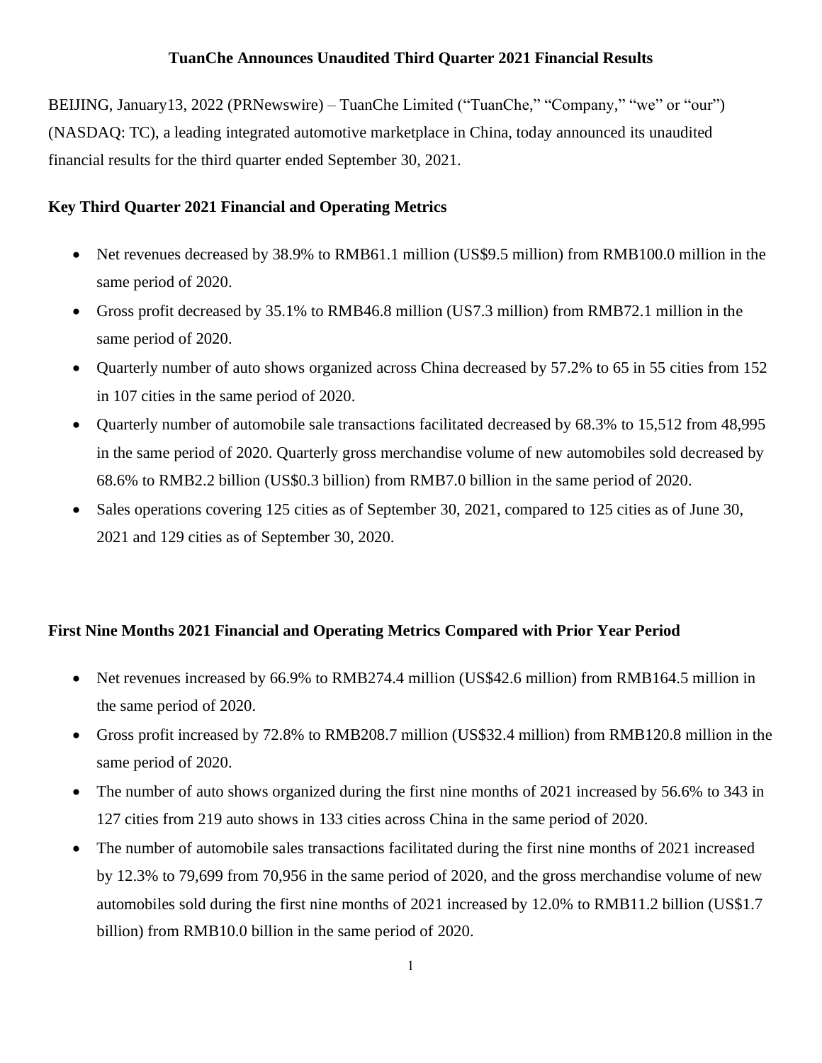# TuanChe Announces Unaudited Third Quarter 2021 Financial Results

BEIJING, January13, 2022 (PRNewswire) – TuanChe Limited ("TuanChe," "Company," "we" or "our") (NASDAQ: TC), a leading integrated automotive marketplace in China, today announced its unaudited financial results for the third quarter ended September 30, 2021.

## Key Third Quarter 2021 Financial and Operating Metrics

- Net revenues decreased by 38.9% to RMB61.1 million (US$9.5 million) from RMB100.0 million in the same period of 2020.
- Gross profit decreased by 35.1% to RMB46.8 million (US7.3 million) from RMB72.1 million in the same period of 2020.
- Quarterly number of auto shows organized across China decreased by 57.2% to 65 in 55 cities from 152 in 107 cities in the same period of 2020.
- Quarterly number of automobile sale transactions facilitated decreased by 68.3% to 15,512 from 48,995 in the same period of 2020. Quarterly gross merchandise volume of new automobiles sold decreased by 68.6% to RMB2.2 billion (US$0.3 billion) from RMB7.0 billion in the same period of 2020.
- Sales operations covering 125 cities as of September 30, 2021, compared to 125 cities as of June 30, 2021 and 129 cities as of September 30, 2020.

## First Nine Months 2021 Financial and Operating Metrics Compared with Prior Year Period

- Net revenues increased by 66.9% to RMB274.4 million (US$42.6 million) from RMB164.5 million in the same period of 2020.
- Gross profit increased by 72.8% to RMB208.7 million (US$32.4 million) from RMB120.8 million in the same period of 2020.
- The number of auto shows organized during the first nine months of 2021 increased by 56.6% to 343 in 127 cities from 219 auto shows in 133 cities across China in the same period of 2020.
- The number of automobile sales transactions facilitated during the first nine months of 2021 increased by 12.3% to 79,699 from 70,956 in the same period of 2020, and the gross merchandise volume of new automobiles sold during the first nine months of 2021 increased by 12.0% to RMB11.2 billion (US$1.7 billion) from RMB10.0 billion in the same period of 2020.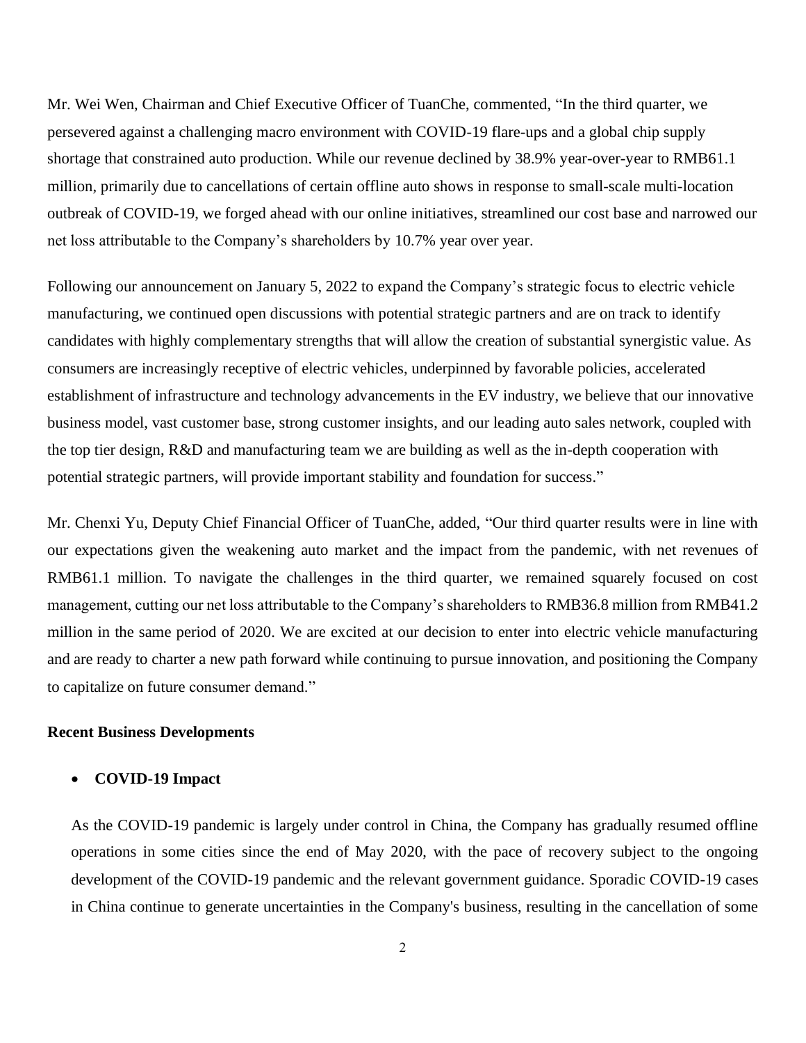Mr. Wei Wen, Chairman and Chief Executive Officer of TuanChe, commented, "In the third quarter, we persevered against a challenging macro environment with COVID-19 flare-ups and a global chip supply shortage that constrained auto production. While our revenue declined by 38.9% year-over-year to RMB61.1 million, primarily due to cancellations of certain offline auto shows in response to small-scale multi-location outbreak of COVID-19, we forged ahead with our online initiatives, streamlined our cost base and narrowed our net loss attributable to the Company's shareholders by 10.7% year over year.

Following our announcement on January 5, 2022 to expand the Company's strategic focus to electric vehicle manufacturing, we continued open discussions with potential strategic partners and are on track to identify candidates with highly complementary strengths that will allow the creation of substantial synergistic value. As consumers are increasingly receptive of electric vehicles, underpinned by favorable policies, accelerated establishment of infrastructure and technology advancements in the EV industry, we believe that our innovative business model, vast customer base, strong customer insights, and our leading auto sales network, coupled with the top tier design, R&D and manufacturing team we are building as well as the in-depth cooperation with potential strategic partners, will provide important stability and foundation for success."

Mr. Chenxi Yu, Deputy Chief Financial Officer of TuanChe, added, "Our third quarter results were in line with our expectations given the weakening auto market and the impact from the pandemic, with net revenues of RMB61.1 million. To navigate the challenges in the third quarter, we remained squarely focused on cost management, cutting our net loss attributable to the Company's shareholders to RMB36.8 million from RMB41.2 million in the same period of 2020. We are excited at our decision to enter into electric vehicle manufacturing and are ready to charter a new path forward while continuing to pursue innovation, and positioning the Company to capitalize on future consumer demand."

**Recent Business Developments**

- **COVID-19 Impact**

  As the COVID-19 pandemic is largely under control in China, the Company has gradually resumed offline operations in some cities since the end of May 2020, with the pace of recovery subject to the ongoing development of the COVID-19 pandemic and the relevant government guidance. Sporadic COVID-19 cases in China continue to generate uncertainties in the Company's business, resulting in the cancellation of some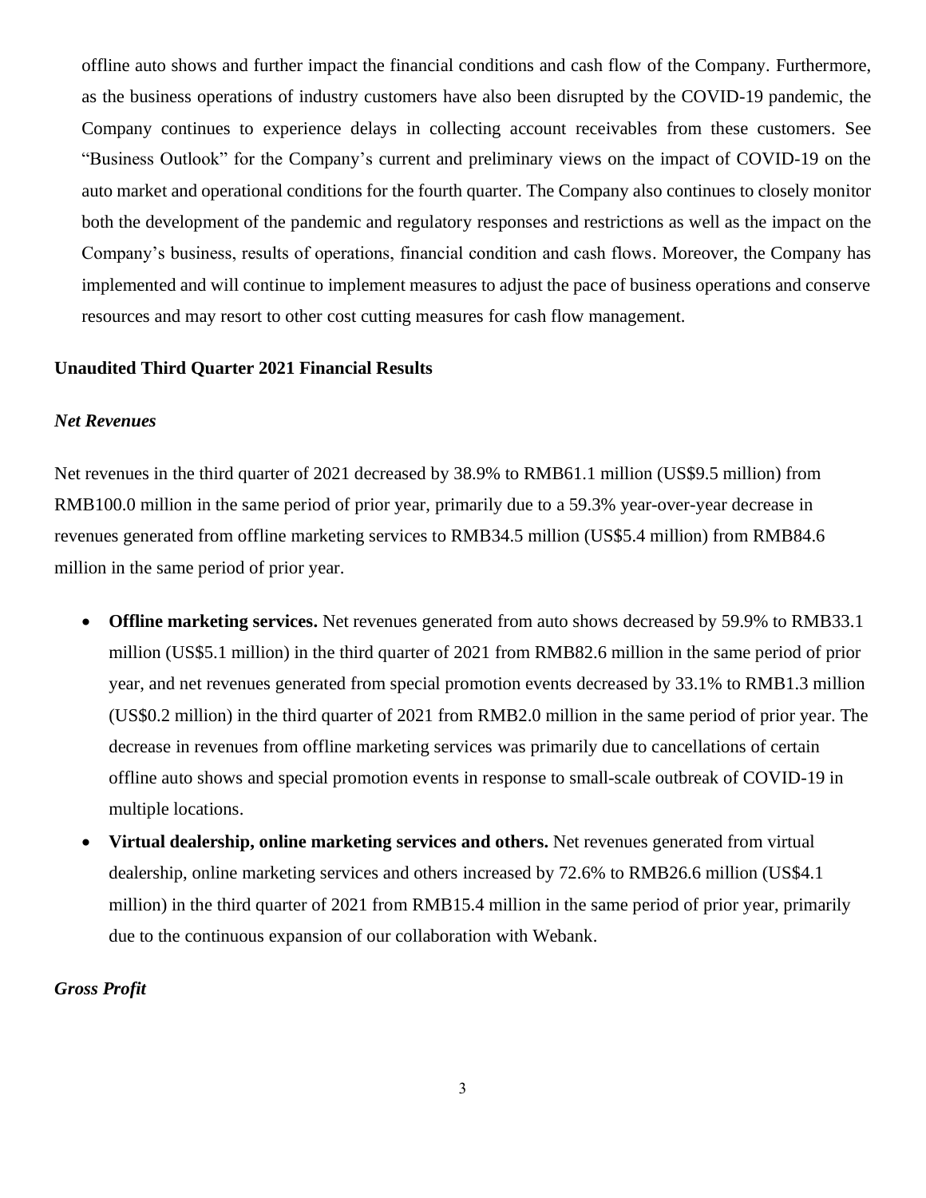offline auto shows and further impact the financial conditions and cash flow of the Company. Furthermore, as the business operations of industry customers have also been disrupted by the COVID-19 pandemic, the Company continues to experience delays in collecting account receivables from these customers. See "Business Outlook" for the Company's current and preliminary views on the impact of COVID-19 on the auto market and operational conditions for the fourth quarter. The Company also continues to closely monitor both the development of the pandemic and regulatory responses and restrictions as well as the impact on the Company's business, results of operations, financial condition and cash flows. Moreover, the Company has implemented and will continue to implement measures to adjust the pace of business operations and conserve resources and may resort to other cost cutting measures for cash flow management.

**Unaudited Third Quarter 2021 Financial Results**

***Net Revenues***

Net revenues in the third quarter of 2021 decreased by 38.9% to RMB61.1 million (US$9.5 million) from RMB100.0 million in the same period of prior year, primarily due to a 59.3% year-over-year decrease in revenues generated from offline marketing services to RMB34.5 million (US$5.4 million) from RMB84.6 million in the same period of prior year.

- **Offline marketing services.** Net revenues generated from auto shows decreased by 59.9% to RMB33.1 million (US$5.1 million) in the third quarter of 2021 from RMB82.6 million in the same period of prior year, and net revenues generated from special promotion events decreased by 33.1% to RMB1.3 million (US$0.2 million) in the third quarter of 2021 from RMB2.0 million in the same period of prior year. The decrease in revenues from offline marketing services was primarily due to cancellations of certain offline auto shows and special promotion events in response to small-scale outbreak of COVID-19 in multiple locations.
- **Virtual dealership, online marketing services and others.** Net revenues generated from virtual dealership, online marketing services and others increased by 72.6% to RMB26.6 million (US$4.1 million) in the third quarter of 2021 from RMB15.4 million in the same period of prior year, primarily due to the continuous expansion of our collaboration with Webank.

***Gross Profit***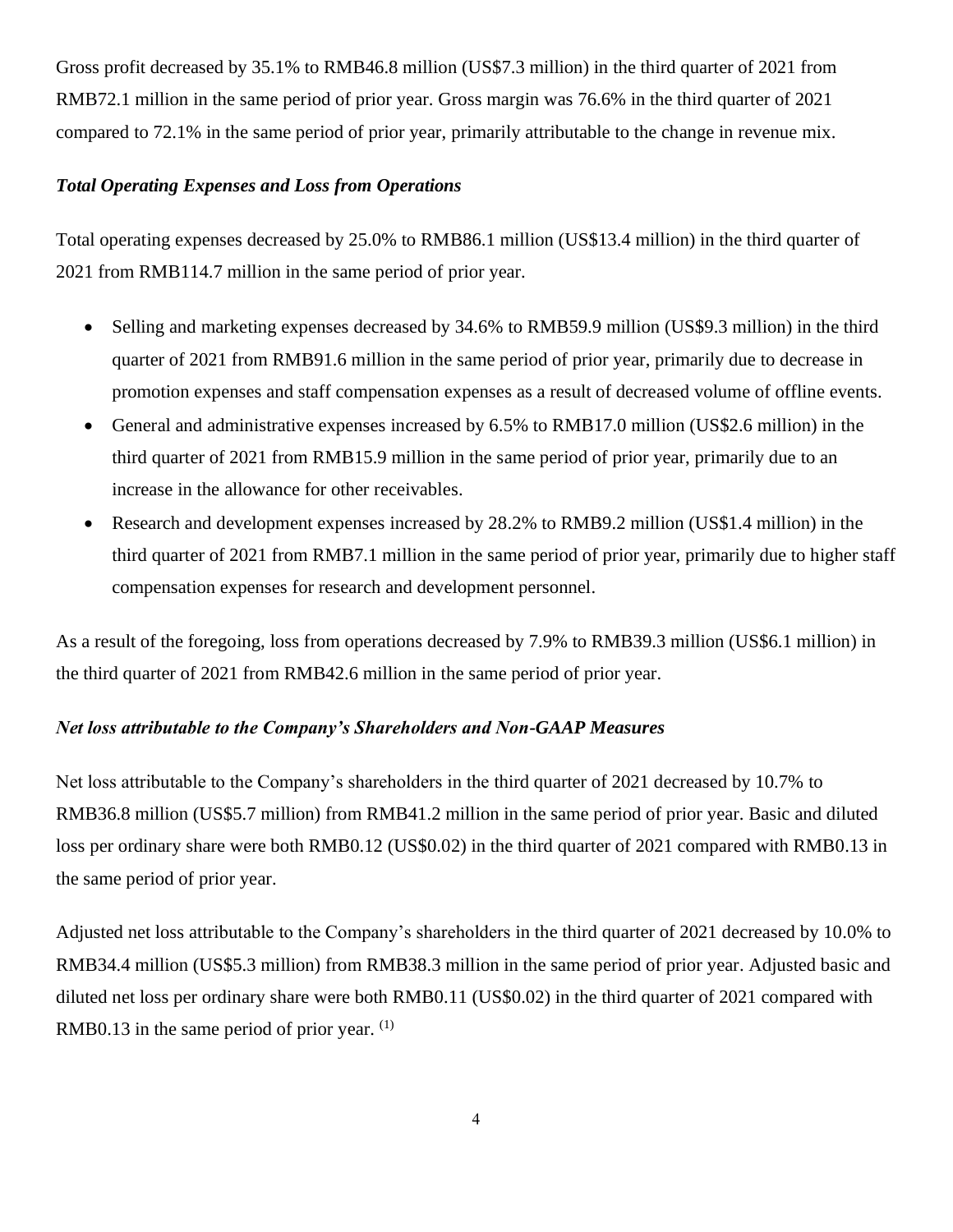Gross profit decreased by 35.1% to RMB46.8 million (US$7.3 million) in the third quarter of 2021 from RMB72.1 million in the same period of prior year. Gross margin was 76.6% in the third quarter of 2021 compared to 72.1% in the same period of prior year, primarily attributable to the change in revenue mix.

***Total Operating Expenses and Loss from Operations***

Total operating expenses decreased by 25.0% to RMB86.1 million (US$13.4 million) in the third quarter of 2021 from RMB114.7 million in the same period of prior year.

- Selling and marketing expenses decreased by 34.6% to RMB59.9 million (US$9.3 million) in the third quarter of 2021 from RMB91.6 million in the same period of prior year, primarily due to decrease in promotion expenses and staff compensation expenses as a result of decreased volume of offline events.
- General and administrative expenses increased by 6.5% to RMB17.0 million (US$2.6 million) in the third quarter of 2021 from RMB15.9 million in the same period of prior year, primarily due to an increase in the allowance for other receivables.
- Research and development expenses increased by 28.2% to RMB9.2 million (US$1.4 million) in the third quarter of 2021 from RMB7.1 million in the same period of prior year, primarily due to higher staff compensation expenses for research and development personnel.

As a result of the foregoing, loss from operations decreased by 7.9% to RMB39.3 million (US$6.1 million) in the third quarter of 2021 from RMB42.6 million in the same period of prior year.

***Net loss attributable to the Company's Shareholders and Non-GAAP Measures***

Net loss attributable to the Company's shareholders in the third quarter of 2021 decreased by 10.7% to RMB36.8 million (US$5.7 million) from RMB41.2 million in the same period of prior year. Basic and diluted loss per ordinary share were both RMB0.12 (US$0.02) in the third quarter of 2021 compared with RMB0.13 in the same period of prior year.

Adjusted net loss attributable to the Company's shareholders in the third quarter of 2021 decreased by 10.0% to RMB34.4 million (US$5.3 million) from RMB38.3 million in the same period of prior year. Adjusted basic and diluted net loss per ordinary share were both RMB0.11 (US$0.02) in the third quarter of 2021 compared with RMB0.13 in the same period of prior year. (1)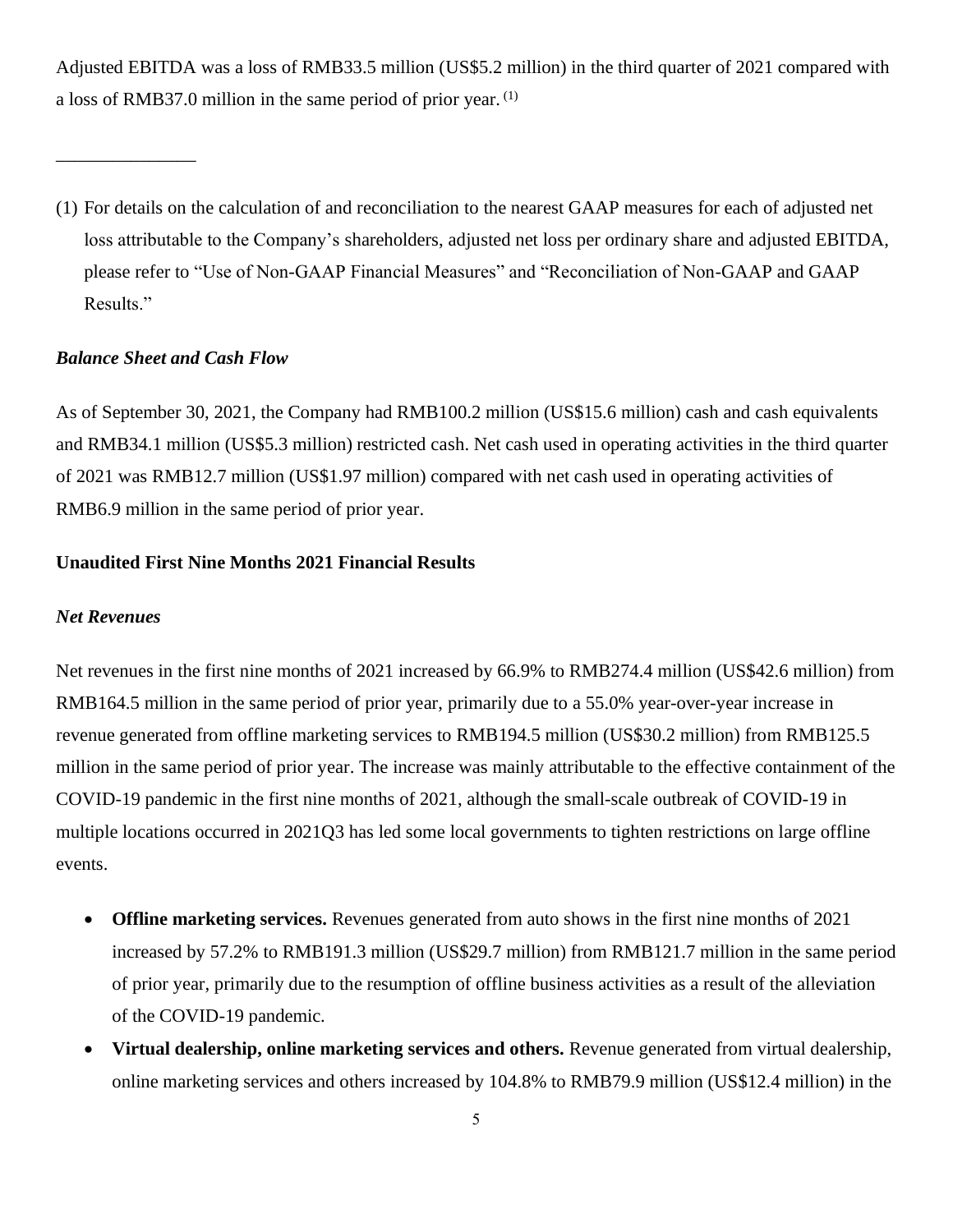Adjusted EBITDA was a loss of RMB33.5 million (US$5.2 million) in the third quarter of 2021 compared with a loss of RMB37.0 million in the same period of prior year. (1)

______________

(1) For details on the calculation of and reconciliation to the nearest GAAP measures for each of adjusted net loss attributable to the Company's shareholders, adjusted net loss per ordinary share and adjusted EBITDA, please refer to "Use of Non-GAAP Financial Measures" and "Reconciliation of Non-GAAP and GAAP Results."

***Balance Sheet and Cash Flow***

As of September 30, 2021, the Company had RMB100.2 million (US$15.6 million) cash and cash equivalents and RMB34.1 million (US$5.3 million) restricted cash. Net cash used in operating activities in the third quarter of 2021 was RMB12.7 million (US$1.97 million) compared with net cash used in operating activities of RMB6.9 million in the same period of prior year.

**Unaudited First Nine Months 2021 Financial Results**

***Net Revenues***

Net revenues in the first nine months of 2021 increased by 66.9% to RMB274.4 million (US$42.6 million) from RMB164.5 million in the same period of prior year, primarily due to a 55.0% year-over-year increase in revenue generated from offline marketing services to RMB194.5 million (US$30.2 million) from RMB125.5 million in the same period of prior year. The increase was mainly attributable to the effective containment of the COVID-19 pandemic in the first nine months of 2021, although the small-scale outbreak of COVID-19 in multiple locations occurred in 2021Q3 has led some local governments to tighten restrictions on large offline events.

- **Offline marketing services.** Revenues generated from auto shows in the first nine months of 2021 increased by 57.2% to RMB191.3 million (US$29.7 million) from RMB121.7 million in the same period of prior year, primarily due to the resumption of offline business activities as a result of the alleviation of the COVID-19 pandemic.
- **Virtual dealership, online marketing services and others.** Revenue generated from virtual dealership, online marketing services and others increased by 104.8% to RMB79.9 million (US$12.4 million) in the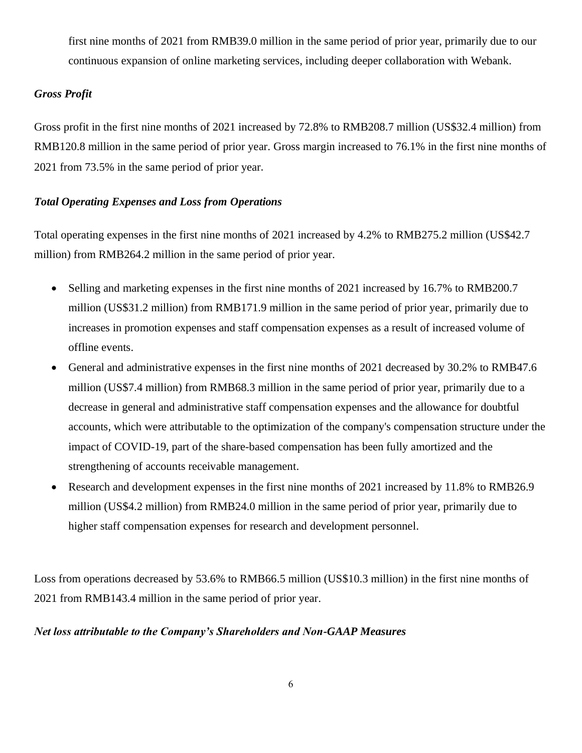first nine months of 2021 from RMB39.0 million in the same period of prior year, primarily due to our continuous expansion of online marketing services, including deeper collaboration with Webank.

***Gross Profit***

Gross profit in the first nine months of 2021 increased by 72.8% to RMB208.7 million (US$32.4 million) from RMB120.8 million in the same period of prior year. Gross margin increased to 76.1% in the first nine months of 2021 from 73.5% in the same period of prior year.

***Total Operating Expenses and Loss from Operations***

Total operating expenses in the first nine months of 2021 increased by 4.2% to RMB275.2 million (US$42.7 million) from RMB264.2 million in the same period of prior year.

- Selling and marketing expenses in the first nine months of 2021 increased by 16.7% to RMB200.7 million (US$31.2 million) from RMB171.9 million in the same period of prior year, primarily due to increases in promotion expenses and staff compensation expenses as a result of increased volume of offline events.
- General and administrative expenses in the first nine months of 2021 decreased by 30.2% to RMB47.6 million (US$7.4 million) from RMB68.3 million in the same period of prior year, primarily due to a decrease in general and administrative staff compensation expenses and the allowance for doubtful accounts, which were attributable to the optimization of the company's compensation structure under the impact of COVID-19, part of the share-based compensation has been fully amortized and the strengthening of accounts receivable management.
- Research and development expenses in the first nine months of 2021 increased by 11.8% to RMB26.9 million (US$4.2 million) from RMB24.0 million in the same period of prior year, primarily due to higher staff compensation expenses for research and development personnel.

Loss from operations decreased by 53.6% to RMB66.5 million (US$10.3 million) in the first nine months of 2021 from RMB143.4 million in the same period of prior year.

***Net loss attributable to the Company's Shareholders and Non-GAAP Measures***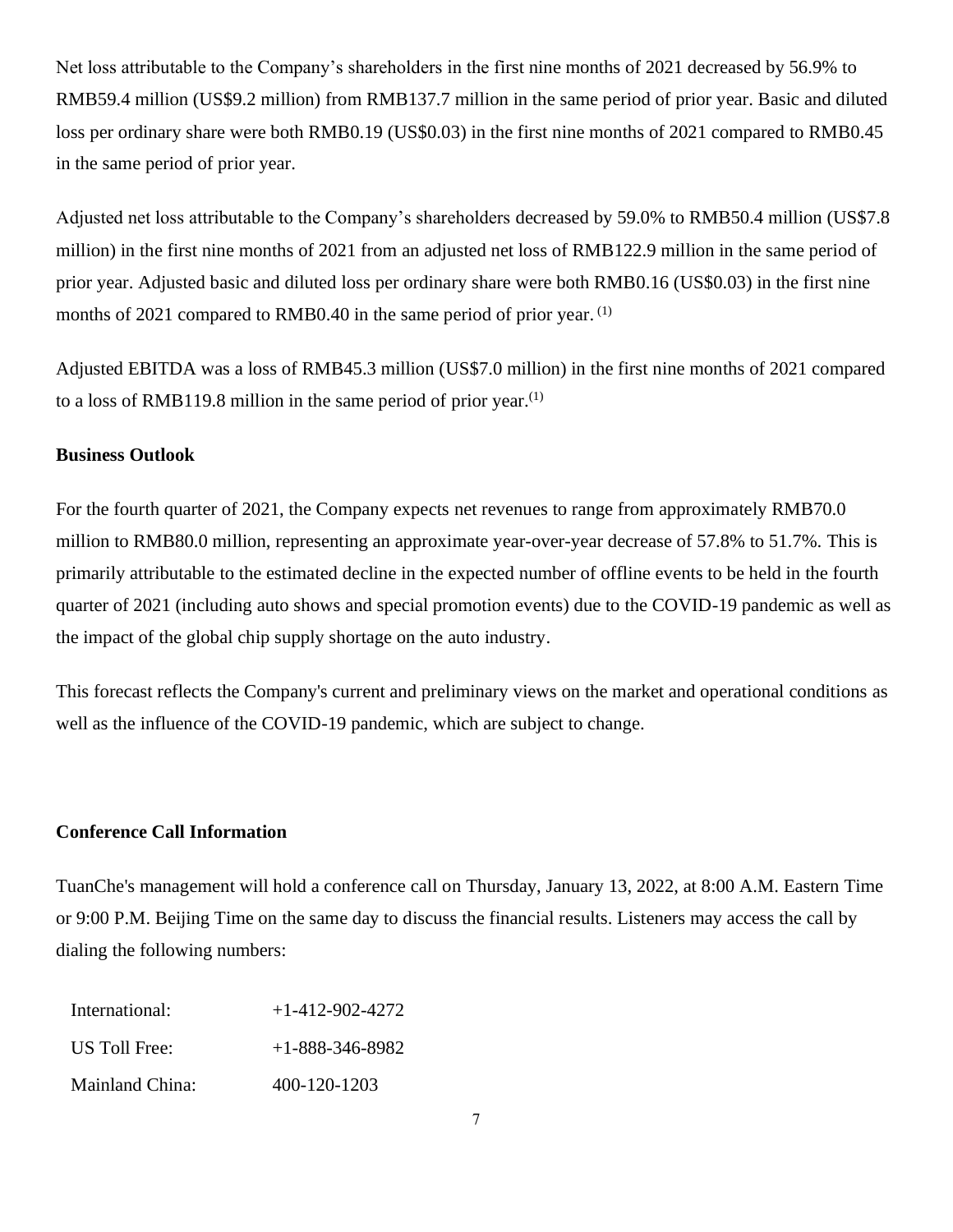Net loss attributable to the Company's shareholders in the first nine months of 2021 decreased by 56.9% to RMB59.4 million (US$9.2 million) from RMB137.7 million in the same period of prior year. Basic and diluted loss per ordinary share were both RMB0.19 (US$0.03) in the first nine months of 2021 compared to RMB0.45 in the same period of prior year.

Adjusted net loss attributable to the Company's shareholders decreased by 59.0% to RMB50.4 million (US$7.8 million) in the first nine months of 2021 from an adjusted net loss of RMB122.9 million in the same period of prior year. Adjusted basic and diluted loss per ordinary share were both RMB0.16 (US$0.03) in the first nine months of 2021 compared to RMB0.40 in the same period of prior year. (1)

Adjusted EBITDA was a loss of RMB45.3 million (US$7.0 million) in the first nine months of 2021 compared to a loss of RMB119.8 million in the same period of prior year.(1)

**Business Outlook**

For the fourth quarter of 2021, the Company expects net revenues to range from approximately RMB70.0 million to RMB80.0 million, representing an approximate year-over-year decrease of 57.8% to 51.7%. This is primarily attributable to the estimated decline in the expected number of offline events to be held in the fourth quarter of 2021 (including auto shows and special promotion events) due to the COVID-19 pandemic as well as the impact of the global chip supply shortage on the auto industry.

This forecast reflects the Company's current and preliminary views on the market and operational conditions as well as the influence of the COVID-19 pandemic, which are subject to change.

**Conference Call Information**

TuanChe's management will hold a conference call on Thursday, January 13, 2022, at 8:00 A.M. Eastern Time or 9:00 P.M. Beijing Time on the same day to discuss the financial results. Listeners may access the call by dialing the following numbers:

| | |
|---|---|
| International: | +1-412-902-4272 |
| US Toll Free: | +1-888-346-8982 |
| Mainland China: | 400-120-1203 |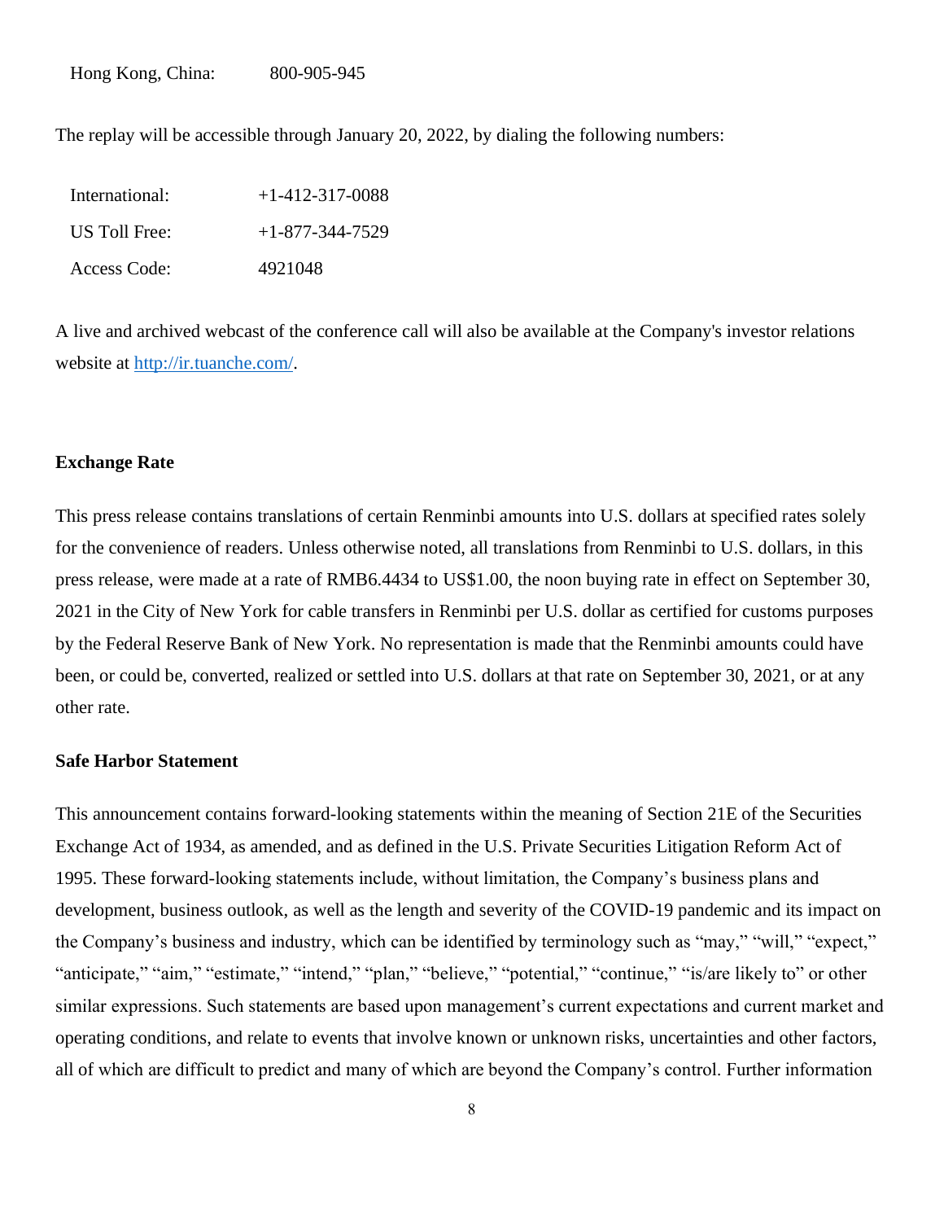| | |
|---|---|
| Hong Kong, China: | 800-905-945 |

The replay will be accessible through January 20, 2022, by dialing the following numbers:

| | |
|---|---|
| International: | +1-412-317-0088 |
| US Toll Free: | +1-877-344-7529 |
| Access Code: | 4921048 |

A live and archived webcast of the conference call will also be available at the Company's investor relations website at [http://ir.tuanche.com/](http://ir.tuanche.com/).

**Exchange Rate**

This press release contains translations of certain Renminbi amounts into U.S. dollars at specified rates solely for the convenience of readers. Unless otherwise noted, all translations from Renminbi to U.S. dollars, in this press release, were made at a rate of RMB6.4434 to US$1.00, the noon buying rate in effect on September 30, 2021 in the City of New York for cable transfers in Renminbi per U.S. dollar as certified for customs purposes by the Federal Reserve Bank of New York. No representation is made that the Renminbi amounts could have been, or could be, converted, realized or settled into U.S. dollars at that rate on September 30, 2021, or at any other rate.

**Safe Harbor Statement**

This announcement contains forward-looking statements within the meaning of Section 21E of the Securities Exchange Act of 1934, as amended, and as defined in the U.S. Private Securities Litigation Reform Act of 1995. These forward-looking statements include, without limitation, the Company's business plans and development, business outlook, as well as the length and severity of the COVID-19 pandemic and its impact on the Company's business and industry, which can be identified by terminology such as "may," "will," "expect," "anticipate," "aim," "estimate," "intend," "plan," "believe," "potential," "continue," "is/are likely to" or other similar expressions. Such statements are based upon management's current expectations and current market and operating conditions, and relate to events that involve known or unknown risks, uncertainties and other factors, all of which are difficult to predict and many of which are beyond the Company's control. Further information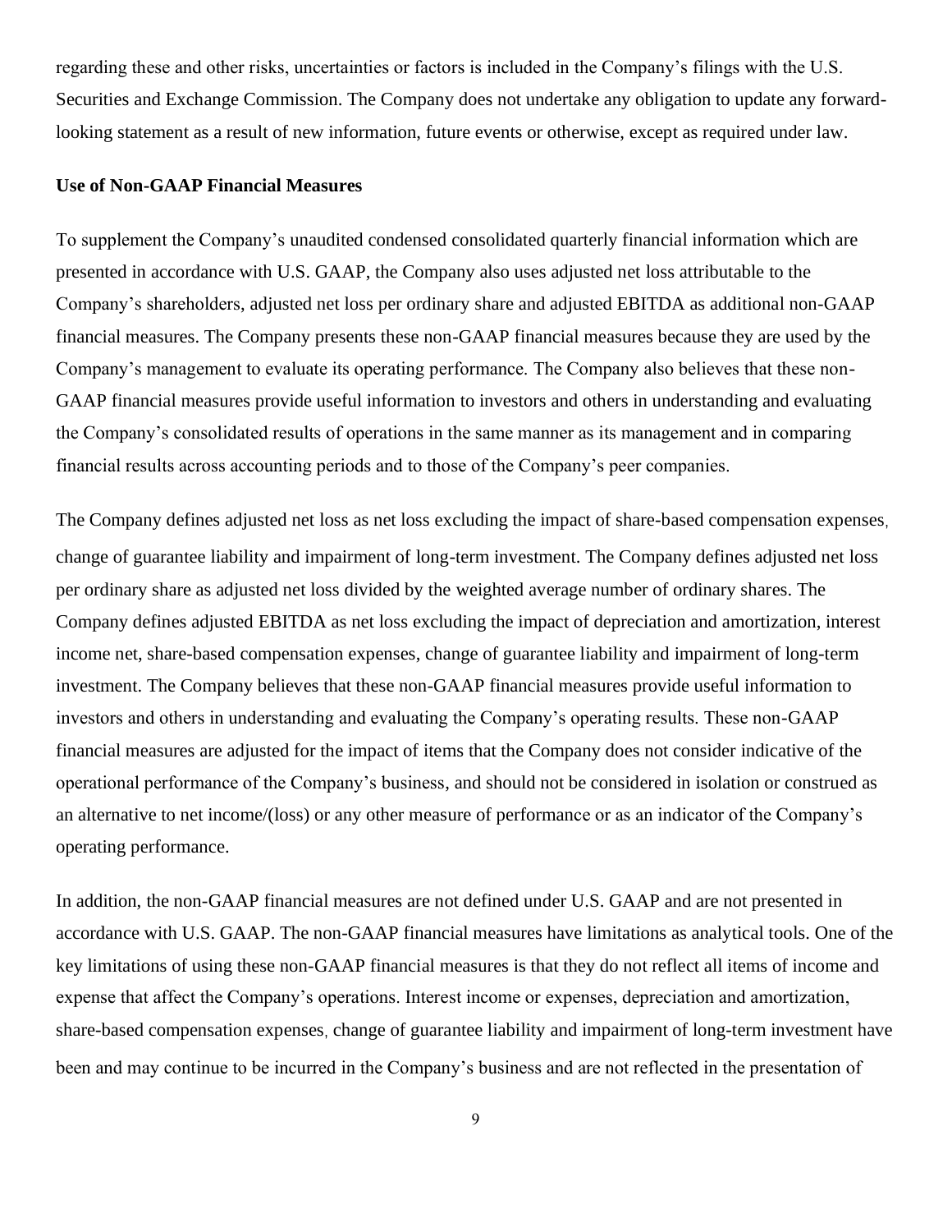regarding these and other risks, uncertainties or factors is included in the Company's filings with the U.S. Securities and Exchange Commission. The Company does not undertake any obligation to update any forward-looking statement as a result of new information, future events or otherwise, except as required under law.

**Use of Non-GAAP Financial Measures**

To supplement the Company's unaudited condensed consolidated quarterly financial information which are presented in accordance with U.S. GAAP, the Company also uses adjusted net loss attributable to the Company's shareholders, adjusted net loss per ordinary share and adjusted EBITDA as additional non-GAAP financial measures. The Company presents these non-GAAP financial measures because they are used by the Company's management to evaluate its operating performance. The Company also believes that these non-GAAP financial measures provide useful information to investors and others in understanding and evaluating the Company's consolidated results of operations in the same manner as its management and in comparing financial results across accounting periods and to those of the Company's peer companies.

The Company defines adjusted net loss as net loss excluding the impact of share-based compensation expenses, change of guarantee liability and impairment of long-term investment. The Company defines adjusted net loss per ordinary share as adjusted net loss divided by the weighted average number of ordinary shares. The Company defines adjusted EBITDA as net loss excluding the impact of depreciation and amortization, interest income net, share-based compensation expenses, change of guarantee liability and impairment of long-term investment. The Company believes that these non-GAAP financial measures provide useful information to investors and others in understanding and evaluating the Company's operating results. These non-GAAP financial measures are adjusted for the impact of items that the Company does not consider indicative of the operational performance of the Company's business, and should not be considered in isolation or construed as an alternative to net income/(loss) or any other measure of performance or as an indicator of the Company's operating performance.

In addition, the non-GAAP financial measures are not defined under U.S. GAAP and are not presented in accordance with U.S. GAAP. The non-GAAP financial measures have limitations as analytical tools. One of the key limitations of using these non-GAAP financial measures is that they do not reflect all items of income and expense that affect the Company's operations. Interest income or expenses, depreciation and amortization, share-based compensation expenses, change of guarantee liability and impairment of long-term investment have been and may continue to be incurred in the Company's business and are not reflected in the presentation of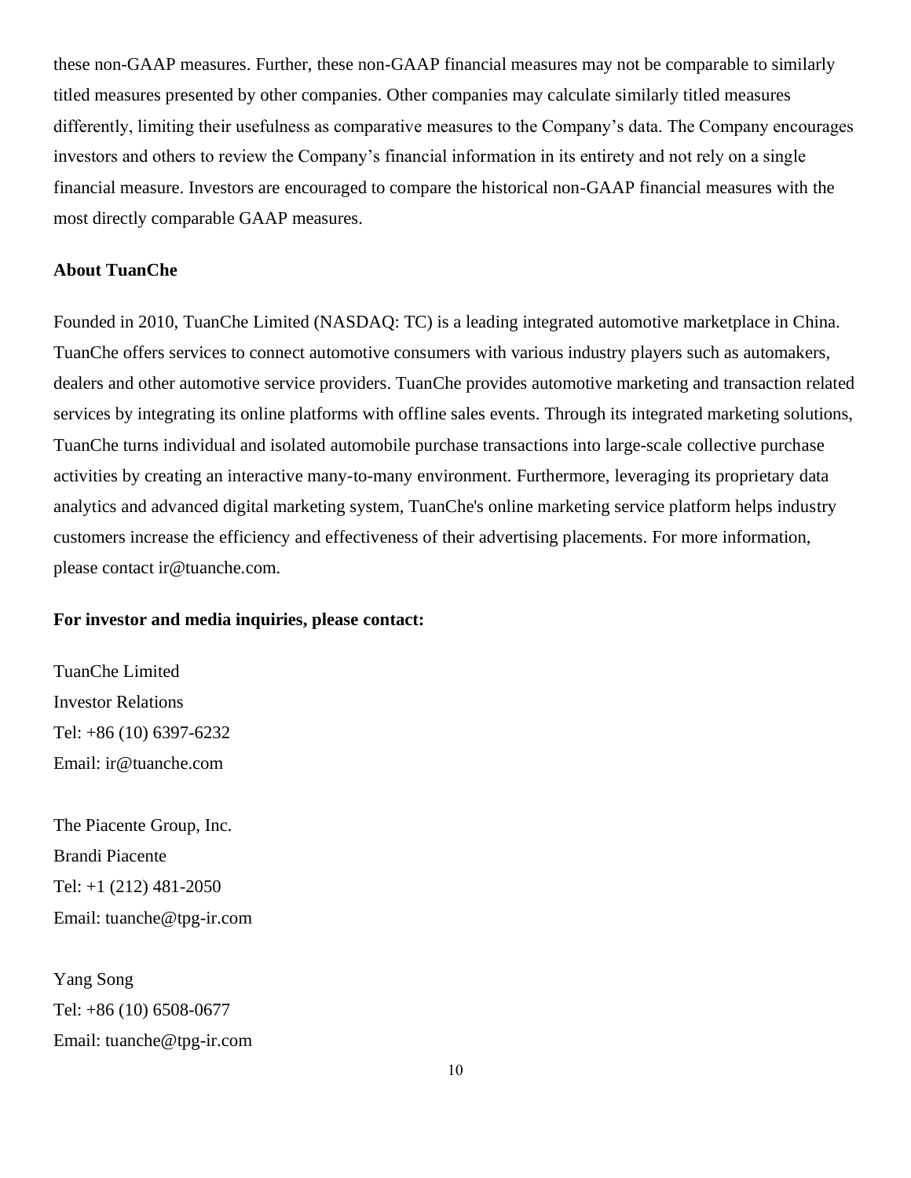these non-GAAP measures. Further, these non-GAAP financial measures may not be comparable to similarly titled measures presented by other companies. Other companies may calculate similarly titled measures differently, limiting their usefulness as comparative measures to the Company's data. The Company encourages investors and others to review the Company's financial information in its entirety and not rely on a single financial measure. Investors are encouraged to compare the historical non-GAAP financial measures with the most directly comparable GAAP measures.

**About TuanChe**

Founded in 2010, TuanChe Limited (NASDAQ: TC) is a leading integrated automotive marketplace in China. TuanChe offers services to connect automotive consumers with various industry players such as automakers, dealers and other automotive service providers. TuanChe provides automotive marketing and transaction related services by integrating its online platforms with offline sales events. Through its integrated marketing solutions, TuanChe turns individual and isolated automobile purchase transactions into large-scale collective purchase activities by creating an interactive many-to-many environment. Furthermore, leveraging its proprietary data analytics and advanced digital marketing system, TuanChe's online marketing service platform helps industry customers increase the efficiency and effectiveness of their advertising placements. For more information, please contact ir@tuanche.com.

**For investor and media inquiries, please contact:**

TuanChe Limited
Investor Relations
Tel: +86 (10) 6397-6232
Email: ir@tuanche.com

The Piacente Group, Inc.
Brandi Piacente
Tel: +1 (212) 481-2050
Email: tuanche@tpg-ir.com

Yang Song
Tel: +86 (10) 6508-0677
Email: tuanche@tpg-ir.com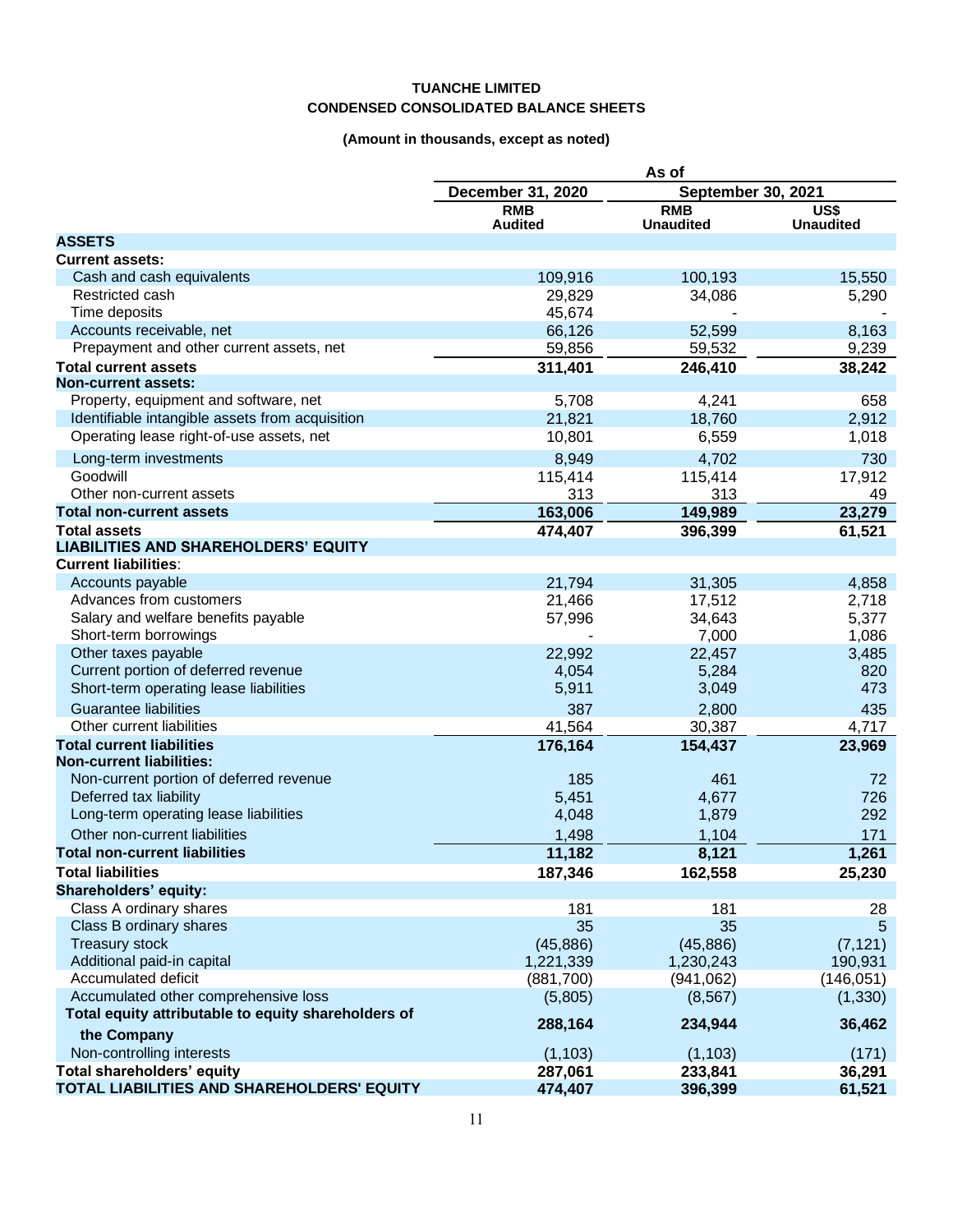**TUANCHE LIMITED**
**CONDENSED CONSOLIDATED BALANCE SHEETS**

**(Amount in thousands, except as noted)**

| | As of | | |
|---|---|---|---|
| | December 31, 2020 | September 30, 2021 | |
| | RMB Audited | RMB Unaudited | US$ Unaudited |
| **ASSETS** | | | |
| **Current assets:** | | | |
| Cash and cash equivalents | 109,916 | 100,193 | 15,550 |
| Restricted cash | 29,829 | 34,086 | 5,290 |
| Time deposits | 45,674 | - | - |
| Accounts receivable, net | 66,126 | 52,599 | 8,163 |
| Prepayment and other current assets, net | 59,856 | 59,532 | 9,239 |
| **Total current assets** | **311,401** | **246,410** | **38,242** |
| **Non-current assets:** | | | |
| Property, equipment and software, net | 5,708 | 4,241 | 658 |
| Identifiable intangible assets from acquisition | 21,821 | 18,760 | 2,912 |
| Operating lease right-of-use assets, net | 10,801 | 6,559 | 1,018 |
| Long-term investments | 8,949 | 4,702 | 730 |
| Goodwill | 115,414 | 115,414 | 17,912 |
| Other non-current assets | 313 | 313 | 49 |
| **Total non-current assets** | **163,006** | **149,989** | **23,279** |
| **Total assets** | **474,407** | **396,399** | **61,521** |
| **LIABILITIES AND SHAREHOLDERS' EQUITY** | | | |
| **Current liabilities**: | | | |
| Accounts payable | 21,794 | 31,305 | 4,858 |
| Advances from customers | 21,466 | 17,512 | 2,718 |
| Salary and welfare benefits payable | 57,996 | 34,643 | 5,377 |
| Short-term borrowings | - | 7,000 | 1,086 |
| Other taxes payable | 22,992 | 22,457 | 3,485 |
| Current portion of deferred revenue | 4,054 | 5,284 | 820 |
| Short-term operating lease liabilities | 5,911 | 3,049 | 473 |
| Guarantee liabilities | 387 | 2,800 | 435 |
| Other current liabilities | 41,564 | 30,387 | 4,717 |
| **Total current liabilities** | **176,164** | **154,437** | **23,969** |
| **Non-current liabilities:** | | | |
| Non-current portion of deferred revenue | 185 | 461 | 72 |
| Deferred tax liability | 5,451 | 4,677 | 726 |
| Long-term operating lease liabilities | 4,048 | 1,879 | 292 |
| Other non-current liabilities | 1,498 | 1,104 | 171 |
| **Total non-current liabilities** | **11,182** | **8,121** | **1,261** |
| **Total liabilities** | **187,346** | **162,558** | **25,230** |
| **Shareholders' equity:** | | | |
| Class A ordinary shares | 181 | 181 | 28 |
| Class B ordinary shares | 35 | 35 | 5 |
| Treasury stock | (45,886) | (45,886) | (7,121) |
| Additional paid-in capital | 1,221,339 | 1,230,243 | 190,931 |
| Accumulated deficit | (881,700) | (941,062) | (146,051) |
| Accumulated other comprehensive loss | (5,805) | (8,567) | (1,330) |
| **Total equity attributable to equity shareholders of the Company** | **288,164** | **234,944** | **36,462** |
| Non-controlling interests | (1,103) | (1,103) | (171) |
| **Total shareholders' equity** | **287,061** | **233,841** | **36,291** |
| **TOTAL LIABILITIES AND SHAREHOLDERS' EQUITY** | **474,407** | **396,399** | **61,521** |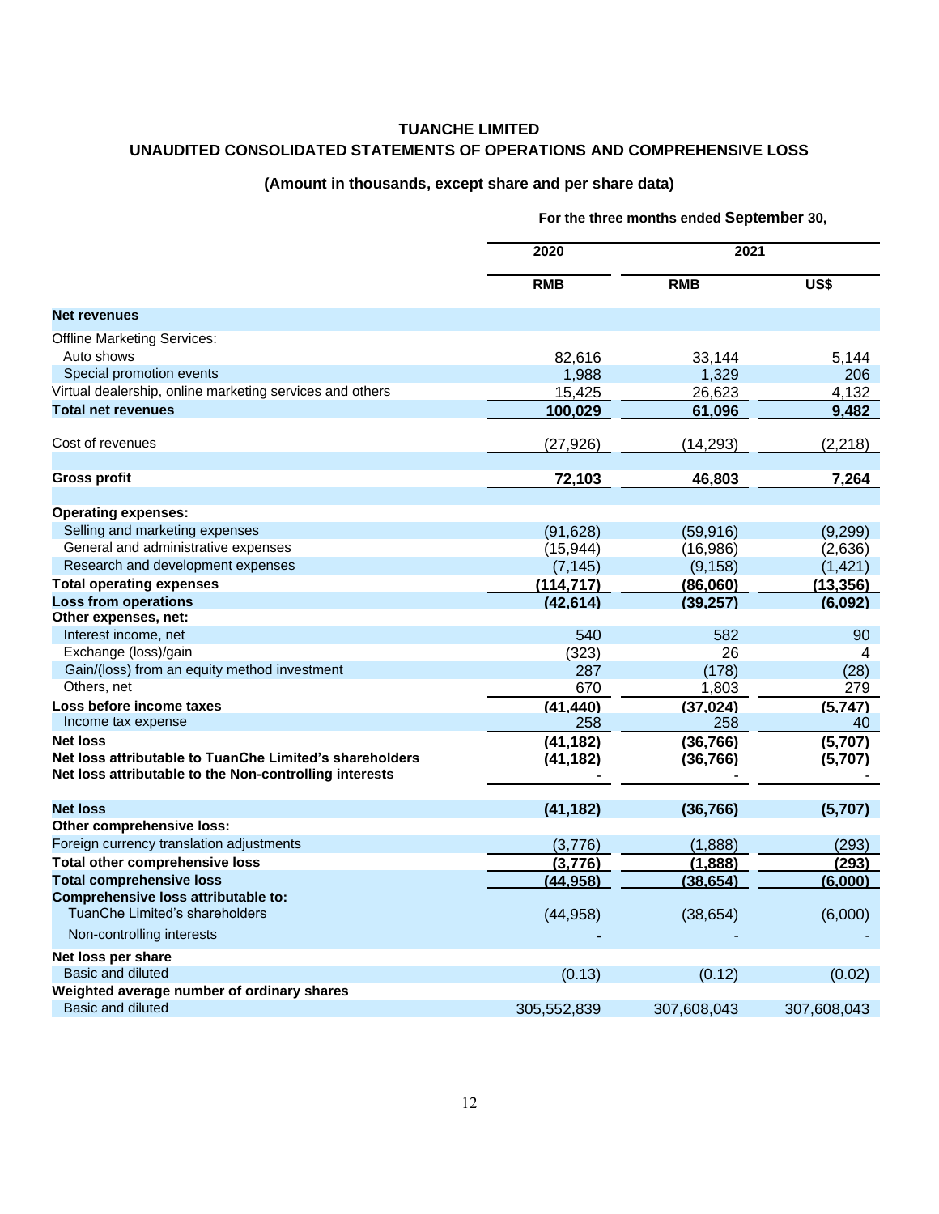# TUANCHE LIMITED

## UNAUDITED CONSOLIDATED STATEMENTS OF OPERATIONS AND COMPREHENSIVE LOSS

### (Amount in thousands, except share and per share data)

| | For the three months ended September 30, | | |
|---|---|---|---|
| | 2020 | 2021 | |
| | RMB | RMB | US$ |
| **Net revenues** | | | |
| Offline Marketing Services: | | | |
| Auto shows | 82,616 | 33,144 | 5,144 |
| Special promotion events | 1,988 | 1,329 | 206 |
| Virtual dealership, online marketing services and others | 15,425 | 26,623 | 4,132 |
| **Total net revenues** | **100,029** | **61,096** | **9,482** |
| Cost of revenues | (27,926) | (14,293) | (2,218) |
| **Gross profit** | **72,103** | **46,803** | **7,264** |
| **Operating expenses:** | | | |
| Selling and marketing expenses | (91,628) | (59,916) | (9,299) |
| General and administrative expenses | (15,944) | (16,986) | (2,636) |
| Research and development expenses | (7,145) | (9,158) | (1,421) |
| **Total operating expenses** | **(114,717)** | **(86,060)** | **(13,356)** |
| **Loss from operations** | **(42,614)** | **(39,257)** | **(6,092)** |
| **Other expenses, net:** | | | |
| Interest income, net | 540 | 582 | 90 |
| Exchange (loss)/gain | (323) | 26 | 4 |
| Gain/(loss) from an equity method investment | 287 | (178) | (28) |
| Others, net | 670 | 1,803 | 279 |
| **Loss before income taxes** | **(41,440)** | **(37,024)** | **(5,747)** |
| Income tax expense | 258 | 258 | 40 |
| **Net loss** | **(41,182)** | **(36,766)** | **(5,707)** |
| **Net loss attributable to TuanChe Limited's shareholders** | **(41,182)** | **(36,766)** | **(5,707)** |
| **Net loss attributable to the Non-controlling interests** | - | - | - |
| **Net loss** | **(41,182)** | **(36,766)** | **(5,707)** |
| **Other comprehensive loss:** | | | |
| Foreign currency translation adjustments | (3,776) | (1,888) | (293) |
| **Total other comprehensive loss** | **(3,776)** | **(1,888)** | **(293)** |
| **Total comprehensive loss** | **(44,958)** | **(38,654)** | **(6,000)** |
| **Comprehensive loss attributable to:** | | | |
| TuanChe Limited's shareholders | (44,958) | (38,654) | (6,000) |
| Non-controlling interests | - | - | - |
| **Net loss per share** | | | |
| Basic and diluted | (0.13) | (0.12) | (0.02) |
| **Weighted average number of ordinary shares** | | | |
| Basic and diluted | 305,552,839 | 307,608,043 | 307,608,043 |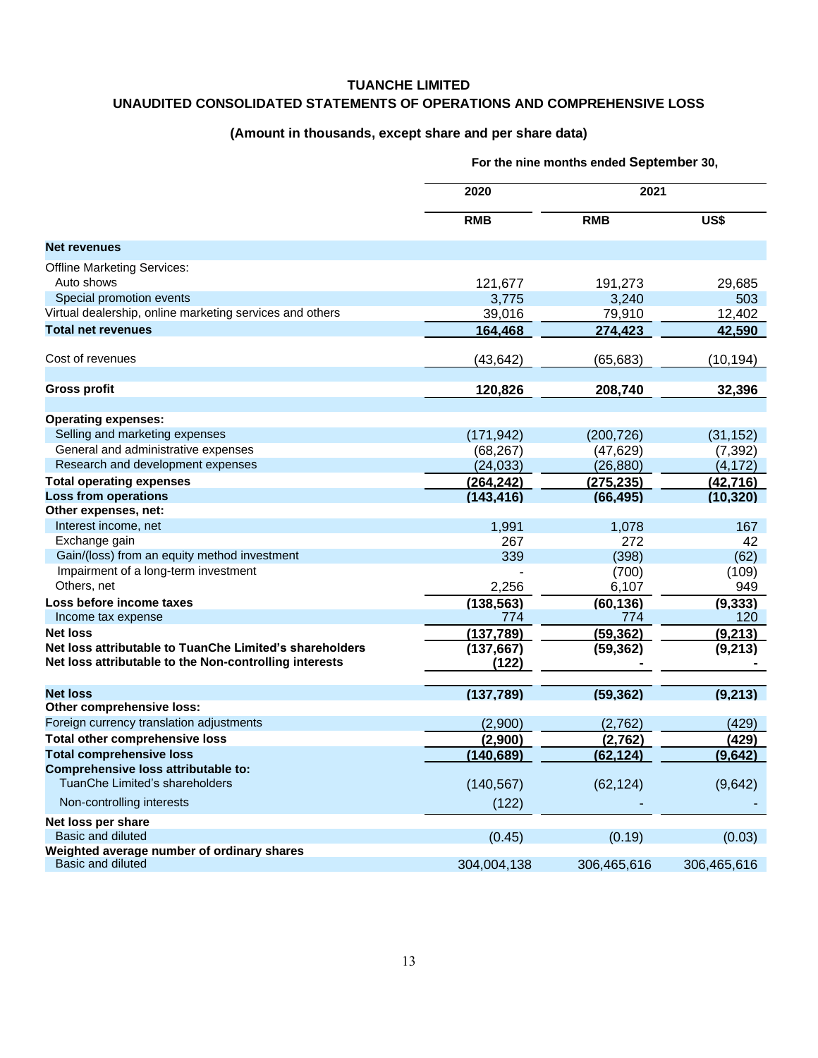# TUANCHE LIMITED

## UNAUDITED CONSOLIDATED STATEMENTS OF OPERATIONS AND COMPREHENSIVE LOSS

### (Amount in thousands, except share and per share data)

| | For the nine months ended September 30, | | |
|---|---|---|---|
| | 2020 | 2021 | |
| | RMB | RMB | US$ |
| **Net revenues** | | | |
| Offline Marketing Services: | | | |
| Auto shows | 121,677 | 191,273 | 29,685 |
| Special promotion events | 3,775 | 3,240 | 503 |
| Virtual dealership, online marketing services and others | 39,016 | 79,910 | 12,402 |
| **Total net revenues** | **164,468** | **274,423** | **42,590** |
| Cost of revenues | (43,642) | (65,683) | (10,194) |
| **Gross profit** | **120,826** | **208,740** | **32,396** |
| **Operating expenses:** | | | |
| Selling and marketing expenses | (171,942) | (200,726) | (31,152) |
| General and administrative expenses | (68,267) | (47,629) | (7,392) |
| Research and development expenses | (24,033) | (26,880) | (4,172) |
| **Total operating expenses** | **(264,242)** | **(275,235)** | **(42,716)** |
| **Loss from operations** | **(143,416)** | **(66,495)** | **(10,320)** |
| **Other expenses, net:** | | | |
| Interest income, net | 1,991 | 1,078 | 167 |
| Exchange gain | 267 | 272 | 42 |
| Gain/(loss) from an equity method investment | 339 | (398) | (62) |
| Impairment of a long-term investment | - | (700) | (109) |
| Others, net | 2,256 | 6,107 | 949 |
| **Loss before income taxes** | **(138,563)** | **(60,136)** | **(9,333)** |
| Income tax expense | 774 | 774 | 120 |
| **Net loss** | **(137,789)** | **(59,362)** | **(9,213)** |
| **Net loss attributable to TuanChe Limited's shareholders** | **(137,667)** | **(59,362)** | **(9,213)** |
| **Net loss attributable to the Non-controlling interests** | **(122)** | **-** | **-** |
| **Net loss** | **(137,789)** | **(59,362)** | **(9,213)** |
| **Other comprehensive loss:** | | | |
| Foreign currency translation adjustments | (2,900) | (2,762) | (429) |
| **Total other comprehensive loss** | **(2,900)** | **(2,762)** | **(429)** |
| **Total comprehensive loss** | **(140,689)** | **(62,124)** | **(9,642)** |
| **Comprehensive loss attributable to:** | | | |
| TuanChe Limited's shareholders | (140,567) | (62,124) | (9,642) |
| Non-controlling interests | (122) | - | - |
| **Net loss per share** | | | |
| Basic and diluted | (0.45) | (0.19) | (0.03) |
| **Weighted average number of ordinary shares** | | | |
| Basic and diluted | 304,004,138 | 306,465,616 | 306,465,616 |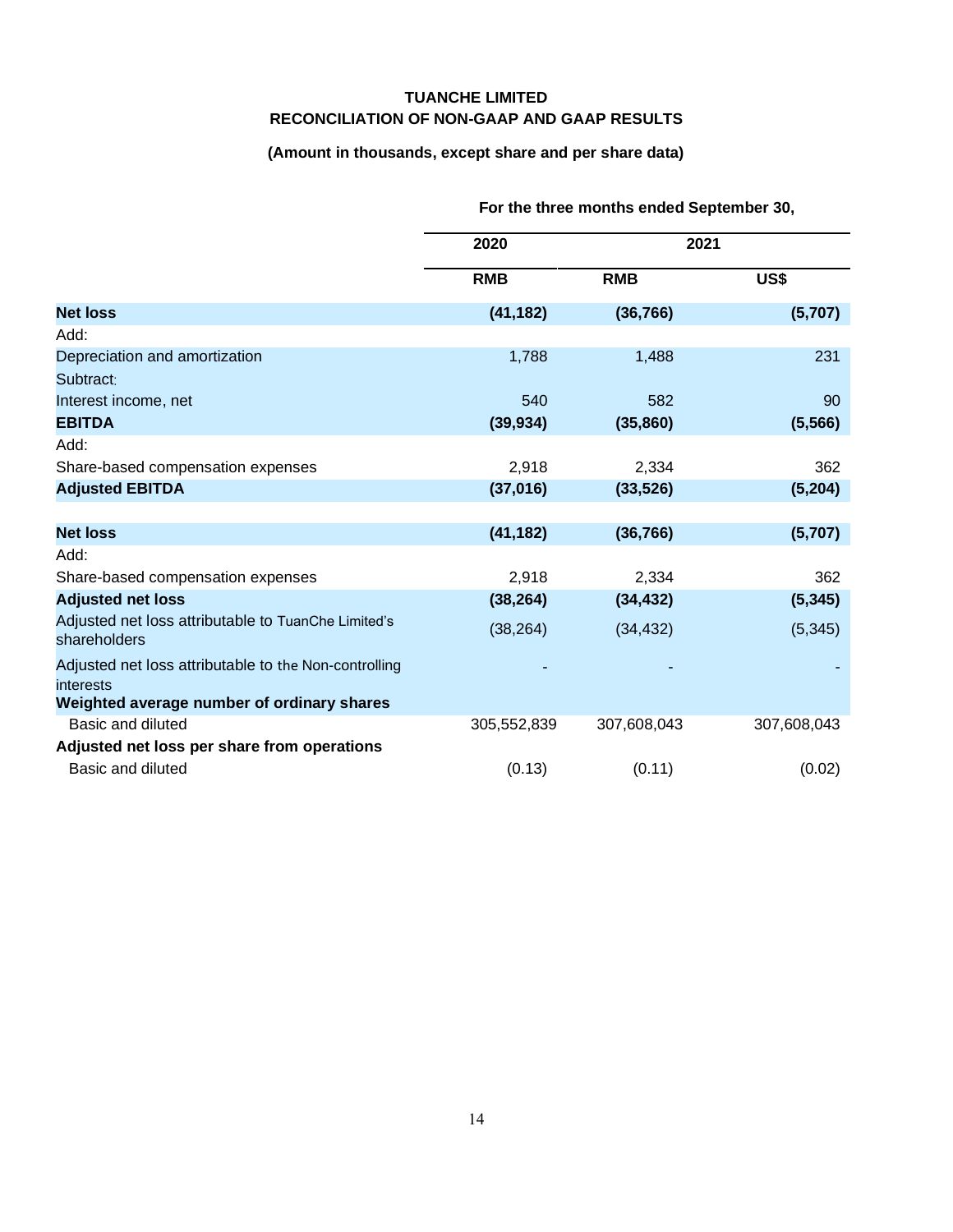**TUANCHE LIMITED**
**RECONCILIATION OF NON-GAAP AND GAAP RESULTS**

**(Amount in thousands, except share and per share data)**

| | For the three months ended September 30, | | |
|---|---|---|---|
| | 2020 | 2021 | |
| | RMB | RMB | US$ |
| **Net loss** | **(41,182)** | **(36,766)** | **(5,707)** |
| Add: | | | |
| Depreciation and amortization | 1,788 | 1,488 | 231 |
| Subtract: | | | |
| Interest income, net | 540 | 582 | 90 |
| **EBITDA** | **(39,934)** | **(35,860)** | **(5,566)** |
| Add: | | | |
| Share-based compensation expenses | 2,918 | 2,334 | 362 |
| **Adjusted EBITDA** | **(37,016)** | **(33,526)** | **(5,204)** |
| | | | |
| **Net loss** | **(41,182)** | **(36,766)** | **(5,707)** |
| Add: | | | |
| Share-based compensation expenses | 2,918 | 2,334 | 362 |
| **Adjusted net loss** | **(38,264)** | **(34,432)** | **(5,345)** |
| Adjusted net loss attributable to TuanChe Limited's shareholders | (38,264) | (34,432) | (5,345) |
| Adjusted net loss attributable to the Non-controlling interests | - | - | - |
| **Weighted average number of ordinary shares** | | | |
| Basic and diluted | 305,552,839 | 307,608,043 | 307,608,043 |
| **Adjusted net loss per share from operations** | | | |
| Basic and diluted | (0.13) | (0.11) | (0.02) |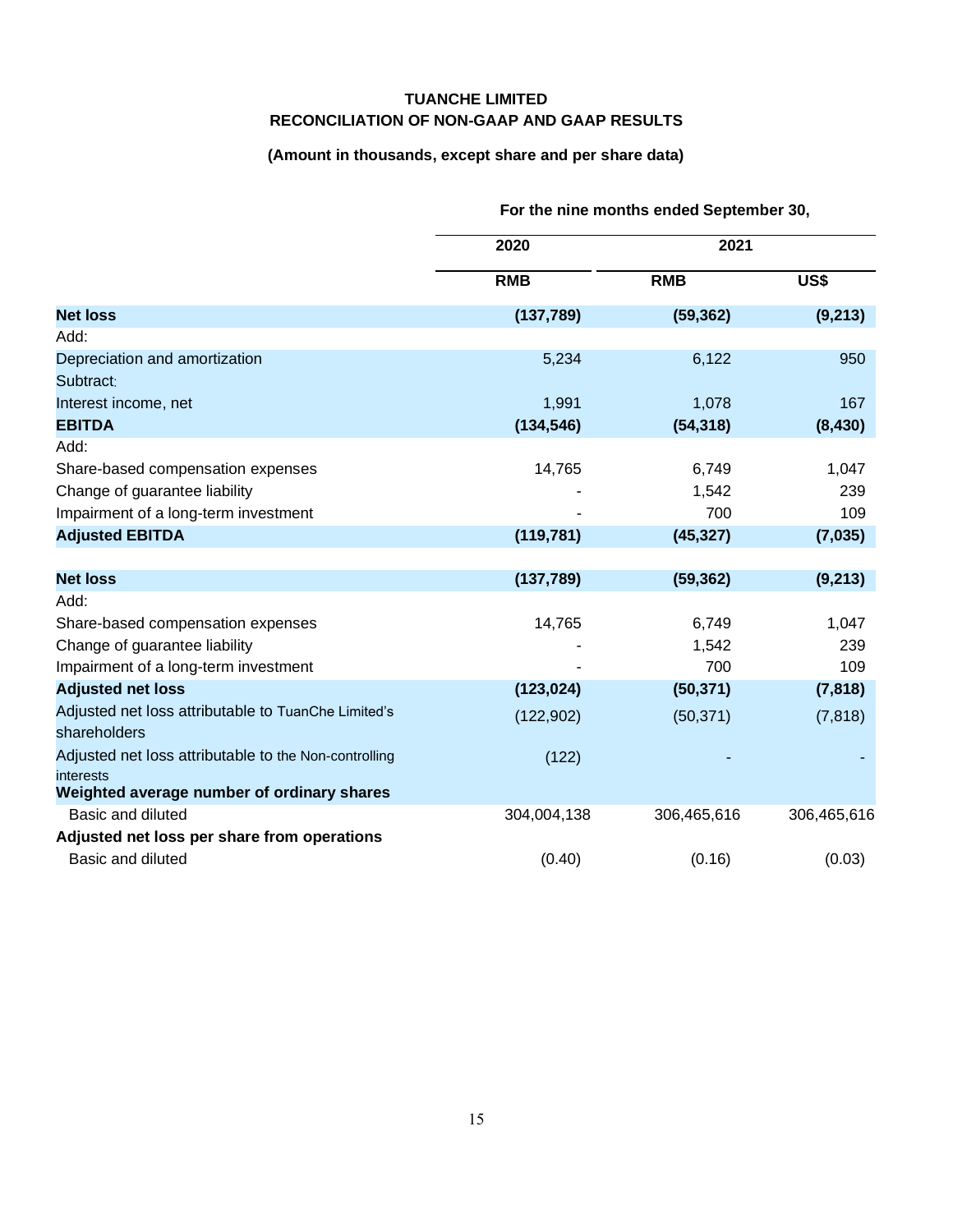**TUANCHE LIMITED**
**RECONCILIATION OF NON-GAAP AND GAAP RESULTS**

**(Amount in thousands, except share and per share data)**

| | For the nine months ended September 30, | | |
|---|---|---|---|
| | 2020 | 2021 | |
| | RMB | RMB | US$ |
| **Net loss** | **(137,789)** | **(59,362)** | **(9,213)** |
| Add: | | | |
| Depreciation and amortization | 5,234 | 6,122 | 950 |
| Subtract: | | | |
| Interest income, net | 1,991 | 1,078 | 167 |
| **EBITDA** | **(134,546)** | **(54,318)** | **(8,430)** |
| Add: | | | |
| Share-based compensation expenses | 14,765 | 6,749 | 1,047 |
| Change of guarantee liability | - | 1,542 | 239 |
| Impairment of a long-term investment | - | 700 | 109 |
| **Adjusted EBITDA** | **(119,781)** | **(45,327)** | **(7,035)** |
| | | | |
| **Net loss** | **(137,789)** | **(59,362)** | **(9,213)** |
| Add: | | | |
| Share-based compensation expenses | 14,765 | 6,749 | 1,047 |
| Change of guarantee liability | - | 1,542 | 239 |
| Impairment of a long-term investment | - | 700 | 109 |
| **Adjusted net loss** | **(123,024)** | **(50,371)** | **(7,818)** |
| Adjusted net loss attributable to TuanChe Limited's shareholders | (122,902) | (50,371) | (7,818) |
| Adjusted net loss attributable to the Non-controlling interests | (122) | - | - |
| **Weighted average number of ordinary shares** | | | |
| Basic and diluted | 304,004,138 | 306,465,616 | 306,465,616 |
| **Adjusted net loss per share from operations** | | | |
| Basic and diluted | (0.40) | (0.16) | (0.03) |